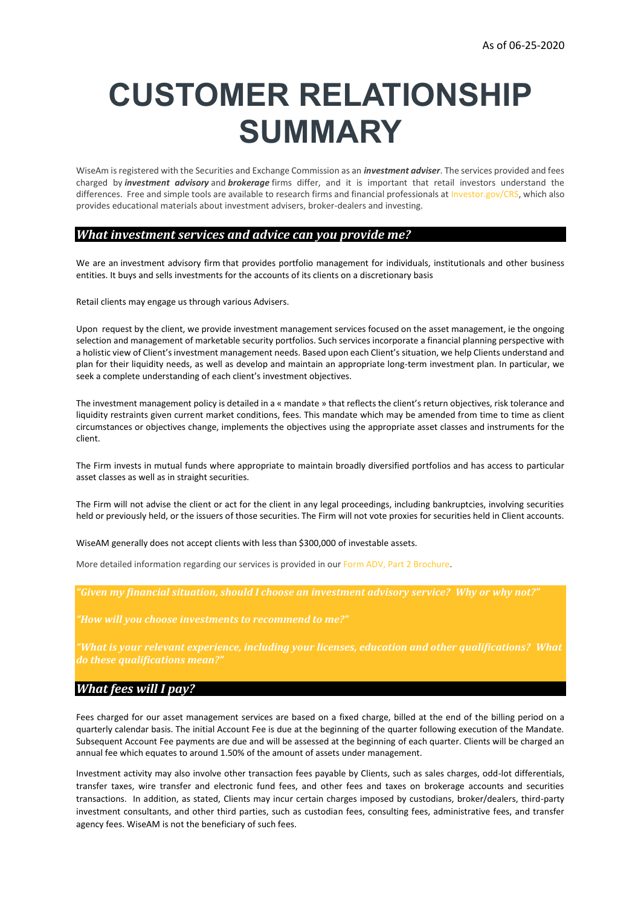As of 06-25-2020

# CUSTOMER RELATIONSHIP SUMMARY

WiseAm is registered with the Securities and Exchange Commission as an ***investment adviser***. The services provided and fees charged by ***investment advisory*** and ***brokerage*** firms differ, and it is important that retail investors understand the differences. Free and simple tools are available to research firms and financial professionals at Investor.gov/CRS, which also provides educational materials about investment advisers, broker-dealers and investing.

## *What investment services and advice can you provide me?*

We are an investment advisory firm that provides portfolio management for individuals, institutionals and other business entities. It buys and sells investments for the accounts of its clients on a discretionary basis

Retail clients may engage us through various Advisers.

Upon request by the client, we provide investment management services focused on the asset management, ie the ongoing selection and management of marketable security portfolios. Such services incorporate a financial planning perspective with a holistic view of Client's investment management needs. Based upon each Client's situation, we help Clients understand and plan for their liquidity needs, as well as develop and maintain an appropriate long-term investment plan. In particular, we seek a complete understanding of each client's investment objectives.

The investment management policy is detailed in a « mandate » that reflects the client's return objectives, risk tolerance and liquidity restraints given current market conditions, fees. This mandate which may be amended from time to time as client circumstances or objectives change, implements the objectives using the appropriate asset classes and instruments for the client.

The Firm invests in mutual funds where appropriate to maintain broadly diversified portfolios and has access to particular asset classes as well as in straight securities.

The Firm will not advise the client or act for the client in any legal proceedings, including bankruptcies, involving securities held or previously held, or the issuers of those securities. The Firm will not vote proxies for securities held in Client accounts.

WiseAM generally does not accept clients with less than $300,000 of investable assets.

More detailed information regarding our services is provided in our Form ADV, Part 2 Brochure.

***"Given my financial situation, should I choose an investment advisory service? Why or why not?"***

***"How will you choose investments to recommend to me?"***

***"What is your relevant experience, including your licenses, education and other qualifications? What do these qualifications mean?"***

## *What fees will I pay?*

Fees charged for our asset management services are based on a fixed charge, billed at the end of the billing period on a quarterly calendar basis. The initial Account Fee is due at the beginning of the quarter following execution of the Mandate. Subsequent Account Fee payments are due and will be assessed at the beginning of each quarter. Clients will be charged an annual fee which equates to around 1.50% of the amount of assets under management.

Investment activity may also involve other transaction fees payable by Clients, such as sales charges, odd-lot differentials, transfer taxes, wire transfer and electronic fund fees, and other fees and taxes on brokerage accounts and securities transactions. In addition, as stated, Clients may incur certain charges imposed by custodians, broker/dealers, third-party investment consultants, and other third parties, such as custodian fees, consulting fees, administrative fees, and transfer agency fees. WiseAM is not the beneficiary of such fees.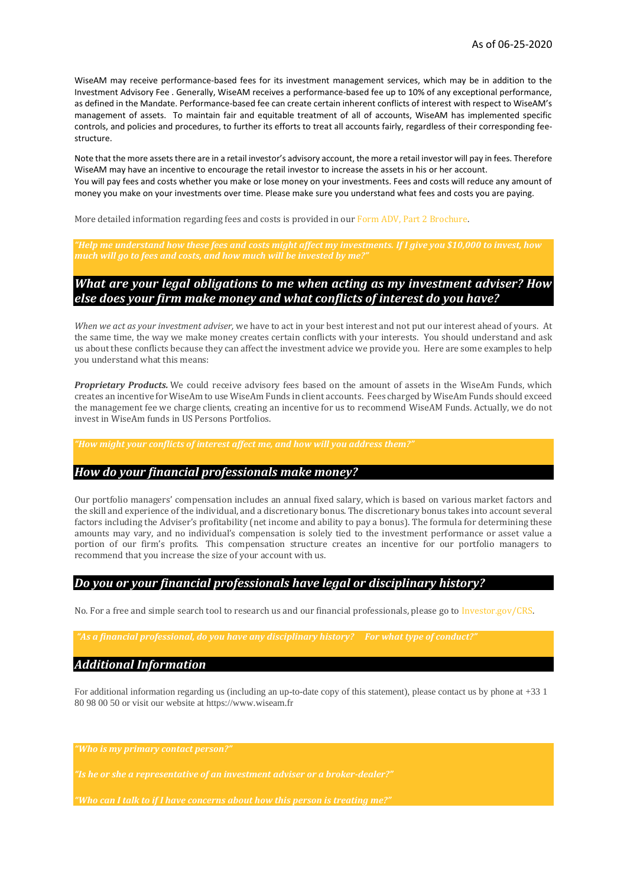As of 06-25-2020

WiseAM may receive performance-based fees for its investment management services, which may be in addition to the Investment Advisory Fee . Generally, WiseAM receives a performance-based fee up to 10% of any exceptional performance, as defined in the Mandate. Performance-based fee can create certain inherent conflicts of interest with respect to WiseAM's management of assets. To maintain fair and equitable treatment of all of accounts, WiseAM has implemented specific controls, and policies and procedures, to further its efforts to treat all accounts fairly, regardless of their corresponding fee-structure.

Note that the more assets there are in a retail investor's advisory account, the more a retail investor will pay in fees. Therefore WiseAM may have an incentive to encourage the retail investor to increase the assets in his or her account.
You will pay fees and costs whether you make or lose money on your investments. Fees and costs will reduce any amount of money you make on your investments over time. Please make sure you understand what fees and costs you are paying.

More detailed information regarding fees and costs is provided in our Form ADV, Part 2 Brochure.

***"Help me understand how these fees and costs might affect my investments. If I give you $10,000 to invest, how much will go to fees and costs, and how much will be invested by me?"***

## *What are your legal obligations to me when acting as my investment adviser? How else does your firm make money and what conflicts of interest do you have?*

*When we act as your investment adviser,* we have to act in your best interest and not put our interest ahead of yours. At the same time, the way we make money creates certain conflicts with your interests. You should understand and ask us about these conflicts because they can affect the investment advice we provide you. Here are some examples to help you understand what this means:

***Proprietary Products.*** We could receive advisory fees based on the amount of assets in the WiseAm Funds, which creates an incentive for WiseAm to use WiseAm Funds in client accounts. Fees charged by WiseAm Funds should exceed the management fee we charge clients, creating an incentive for us to recommend WiseAM Funds. Actually, we do not invest in WiseAm funds in US Persons Portfolios.

***"How might your conflicts of interest affect me, and how will you address them?"***

## *How do your financial professionals make money?*

Our portfolio managers' compensation includes an annual fixed salary, which is based on various market factors and the skill and experience of the individual, and a discretionary bonus. The discretionary bonus takes into account several factors including the Adviser's profitability (net income and ability to pay a bonus). The formula for determining these amounts may vary, and no individual's compensation is solely tied to the investment performance or asset value a portion of our firm's profits. This compensation structure creates an incentive for our portfolio managers to recommend that you increase the size of your account with us.

## *Do you or your financial professionals have legal or disciplinary history?*

No. For a free and simple search tool to research us and our financial professionals, please go to Investor.gov/CRS.

***"As a financial professional, do you have any disciplinary history? For what type of conduct?"***

## *Additional Information*

For additional information regarding us (including an up-to-date copy of this statement), please contact us by phone at +33 1 80 98 00 50 or visit our website at https://www.wiseam.fr

***"Who is my primary contact person?"***

***"Is he or she a representative of an investment adviser or a broker-dealer?"***

***"Who can I talk to if I have concerns about how this person is treating me?"***